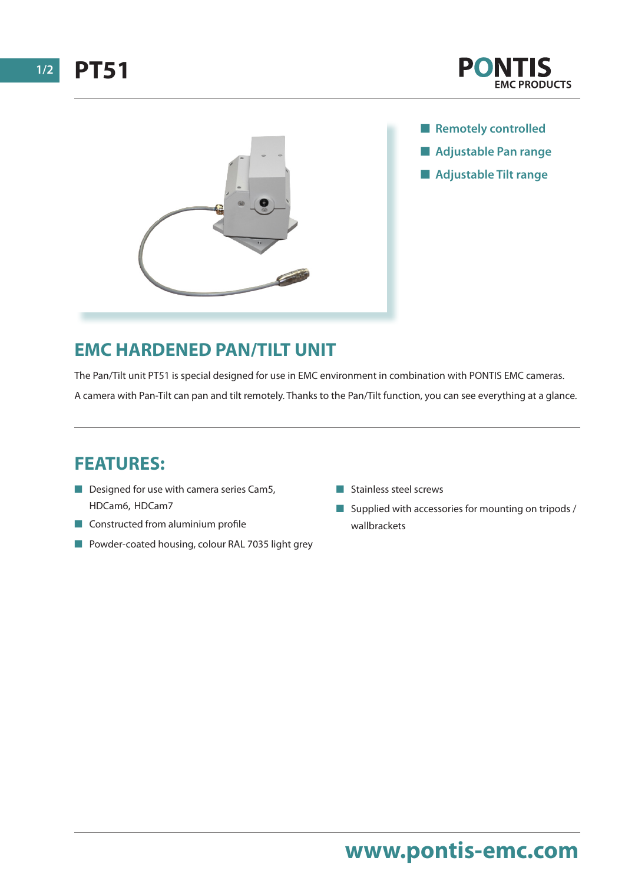# PT51

PONTIS
EMC PRODUCTS

- Remotely controlled
- Adjustable Pan range
- Adjustable Tilt range

## EMC HARDENED PAN/TILT UNIT

The Pan/Tilt unit PT51 is special designed for use in EMC environment in combination with PONTIS EMC cameras.

A camera with Pan-Tilt can pan and tilt remotely. Thanks to the Pan/Tilt function, you can see everything at a glance.

## FEATURES:

- Designed for use with camera series Cam5, HDCam6, HDCam7
- Constructed from aluminium profile
- Powder-coated housing, colour RAL 7035 light grey
- Stainless steel screws
- Supplied with accessories for mounting on tripods / wallbrackets

www.pontis-emc.com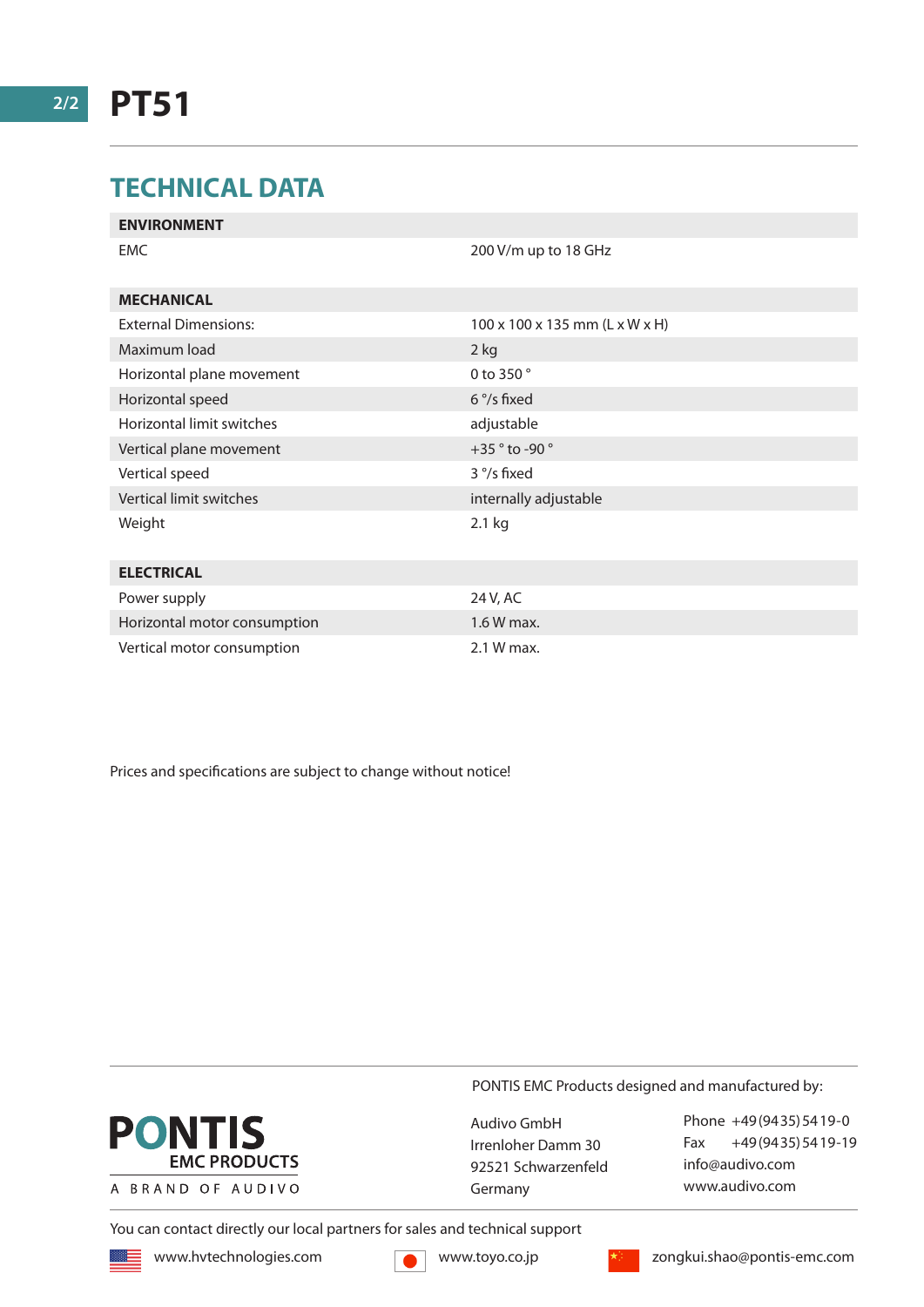# PT51

## TECHNICAL DATA

| | |
|---|---|
| **ENVIRONMENT** | |
| EMC | 200 V/m up to 18 GHz |
| **MECHANICAL** | |
| External Dimensions: | 100 x 100 x 135 mm (L x W x H) |
| Maximum load | 2 kg |
| Horizontal plane movement | 0 to 350 ° |
| Horizontal speed | 6 °/s fixed |
| Horizontal limit switches | adjustable |
| Vertical plane movement | +35 ° to -90 ° |
| Vertical speed | 3 °/s fixed |
| Vertical limit switches | internally adjustable |
| Weight | 2.1 kg |
| **ELECTRICAL** | |
| Power supply | 24 V, AC |
| Horizontal motor consumption | 1.6 W max. |
| Vertical motor consumption | 2.1 W max. |

Prices and specifications are subject to change without notice!

PONTIS
EMC PRODUCTS
A BRAND OF AUDIVO

PONTIS EMC Products designed and manufactured by:

Audivo GmbH
Irrenloher Damm 30
92521 Schwarzenfeld
Germany

Phone +49 (9435) 5419-0
Fax +49 (9435) 5419-19
info@audivo.com
www.audivo.com

You can contact directly our local partners for sales and technical support

www.hvtechnologies.com

www.toyo.co.jp

zongkui.shao@pontis-emc.com